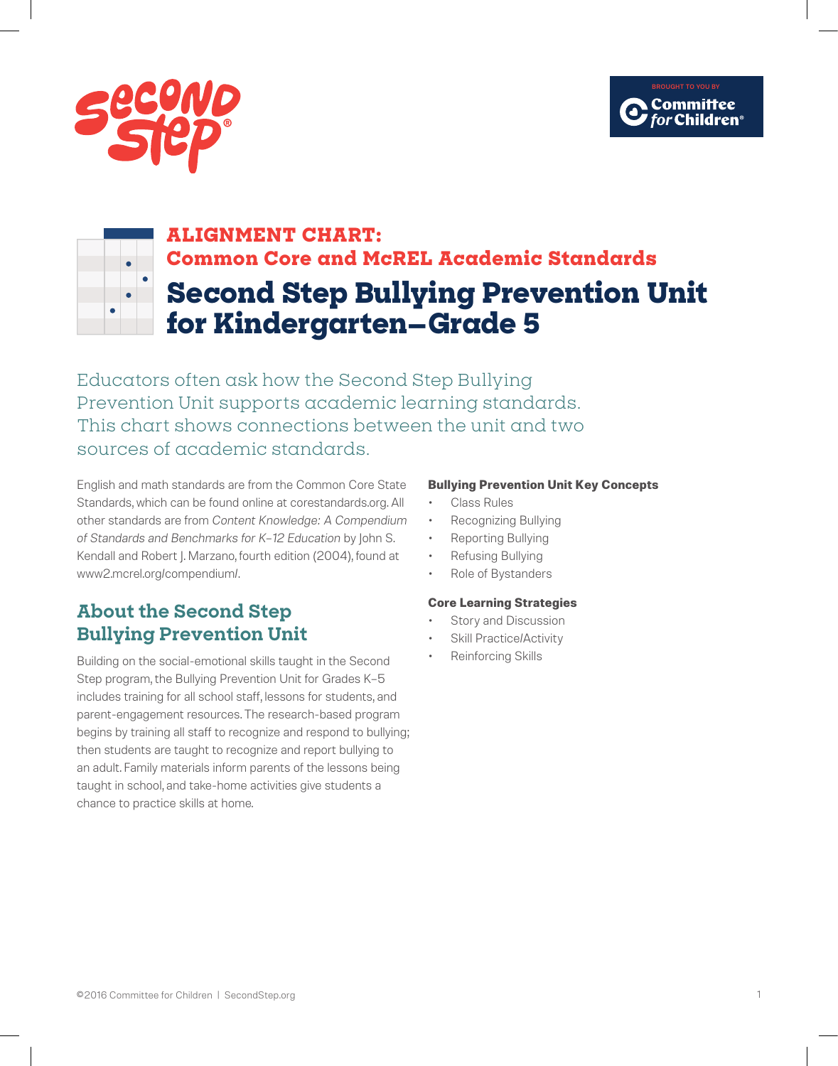# ALIGNMENT CHART:
## Common Core and McREL Academic Standards

# Second Step Bullying Prevention Unit for Kindergarten–Grade 5

Educators often ask how the Second Step Bullying Prevention Unit supports academic learning standards. This chart shows connections between the unit and two sources of academic standards.

English and math standards are from the Common Core State Standards, which can be found online at corestandards.org. All other standards are from *Content Knowledge: A Compendium of Standards and Benchmarks for K–12 Education* by John S. Kendall and Robert J. Marzano, fourth edition (2004), found at www2.mcrel.org/compendium/.

## About the Second Step Bullying Prevention Unit

Building on the social-emotional skills taught in the Second Step program, the Bullying Prevention Unit for Grades K–5 includes training for all school staff, lessons for students, and parent-engagement resources. The research-based program begins by training all staff to recognize and respond to bullying; then students are taught to recognize and report bullying to an adult. Family materials inform parents of the lessons being taught in school, and take-home activities give students a chance to practice skills at home.

**Bullying Prevention Unit Key Concepts**

- Class Rules
- Recognizing Bullying
- Reporting Bullying
- Refusing Bullying
- Role of Bystanders

**Core Learning Strategies**

- Story and Discussion
- Skill Practice/Activity
- Reinforcing Skills

©2016 Committee for Children | SecondStep.org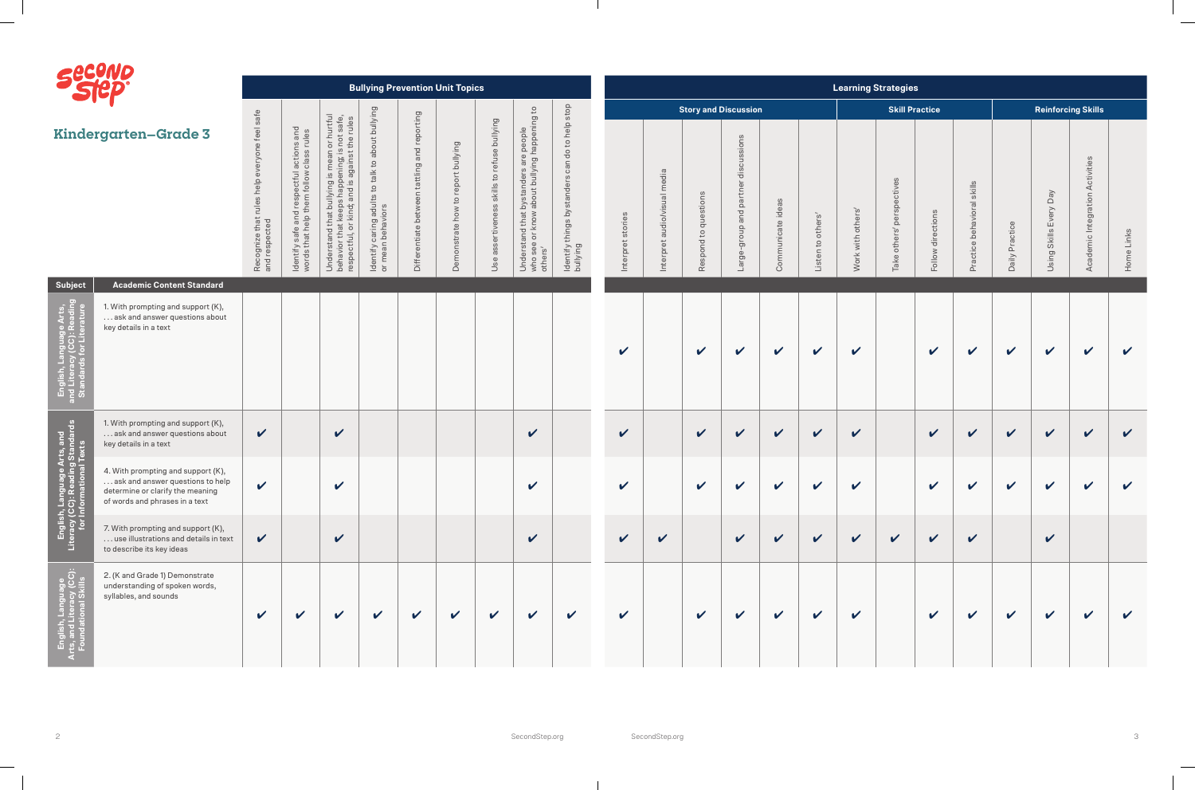# Second Step

## Kindergarten–Grade 3

| Subject | Academic Content Standard | Bullying Prevention Unit Topics | | | | | | | | | Learning Strategies | | | | | | | | | | | | | |
|---|---|---|---|---|---|---|---|---|---|---|---|---|---|---|---|---|---|---|---|---|---|---|---|---|
| | | | | | | | | | | | Story and Discussion | | | | | | Skill Practice | | | | Reinforcing Skills | | | |
| | | Recognize that rules help everyone feel safe and respected | Identify safe and respectful actions and words that help them follow class rules | Understand that bullying is mean or hurtful behavior that keeps happening; is not safe, respectful, or kind; and is against the rules | Identify caring adults to talk to about bullying or mean behaviors | Differentiate between tattling and reporting | Demonstrate how to report bullying | Use assertiveness skills to refuse bullying | Understand that bystanders are people who see or know about bullying happening to others' | Identify things bystanders can do to help stop bullying | Interpret stories | Interpret audio/visual media | Respond to questions | Large-group and partner discussions | Communicate ideas | Listen to others' | Work with others' | Take others' perspectives | Follow directions | Practice behavioral skills | Daily Practice | Using Skills Every Day | Academic Integration Activities | Home Links |
| English, Language Arts, and Literacy (CC): Reading Standards for Literature | 1. With prompting and support (K), . . . ask and answer questions about key details in a text | | | | | | | | | | ✔ | | ✔ | ✔ | ✔ | ✔ | ✔ | | ✔ | ✔ | ✔ | ✔ | ✔ | ✔ |
| English, Language Arts, and Literacy (CC): Reading Standards for Informational Texts | 1. With prompting and support (K), . . . ask and answer questions about key details in a text | ✔ | | ✔ | | | | | ✔ | | ✔ | | ✔ | ✔ | ✔ | ✔ | ✔ | | ✔ | ✔ | ✔ | ✔ | ✔ | ✔ |
| | 4. With prompting and support (K), . . . ask and answer questions to help determine or clarify the meaning of words and phrases in a text | ✔ | | ✔ | | | | | ✔ | | ✔ | | ✔ | ✔ | ✔ | ✔ | ✔ | | ✔ | ✔ | ✔ | ✔ | ✔ | ✔ |
| | 7. With prompting and support (K), . . . use illustrations and details in text to describe its key ideas | ✔ | | ✔ | | | | | ✔ | | ✔ | ✔ | | ✔ | ✔ | ✔ | ✔ | ✔ | ✔ | ✔ | | ✔ | | |
| English, Language Arts, and Literacy (CC): Foundational Skills | 2. (K and Grade 1) Demonstrate understanding of spoken words, syllables, and sounds | ✔ | ✔ | ✔ | ✔ | ✔ | ✔ | ✔ | ✔ | ✔ | ✔ | | ✔ | ✔ | ✔ | ✔ | ✔ | | ✔ | ✔ | ✔ | ✔ | ✔ | ✔ |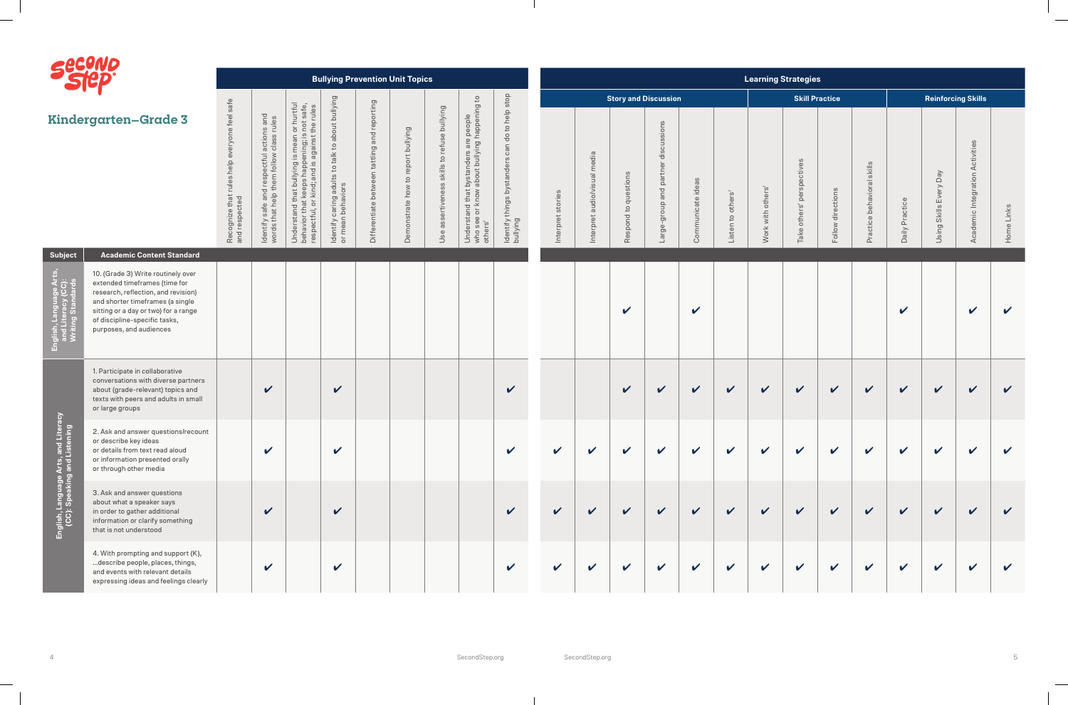# Second Step

## Kindergarten–Grade 3

| Subject | Academic Content Standard | Recognize that rules help everyone feel safe and respected | Identify safe and respectful actions and words that help them follow class rules | Understand that bullying is mean or hurtful behavior that keeps happening; is not safe, respectful, or kind; and is against the rules | Identify caring adults to talk to about bullying or mean behaviors | Differentiate between tattling and reporting | Demonstrate how to report bullying | Use assertiveness skills to refuse bullying | Understand that bystanders are people who see or know about bullying happening to others' | Identify things bystanders can do to help stop bullying | Interpret stories | Interpret audio/visual media | Respond to questions | Large-group and partner discussions | Communicate ideas | Listen to others' | Work with others' | Take others' perspectives | Follow directions | Practice behavioral skills | Daily Practice | Using Skills Every Day | Academic Integration Activities | Home Links |
|---|---|---|---|---|---|---|---|---|---|---|---|---|---|---|---|---|---|---|---|---|---|---|---|---|
| | | **Bullying Prevention Unit Topics** | | | | | | | | | **Learning Strategies** | | | | | | | | | | | | | |
| | | | | | | | | | | | **Story and Discussion** | | | | | | **Skill Practice** | | | | **Reinforcing Skills** | | | |
| English, Language Arts, and Literacy (CC): Writing Standards | 10. (Grade 3) Write routinely over extended timeframes (time for research, reflection, and revision) and shorter timeframes (a single sitting or a day or two) for a range of discipline-specific tasks, purposes, and audiences | | | | | | | | | | | | ✔ | | ✔ | | | | | | ✔ | | ✔ | ✔ |
| English, Language Arts, and Literacy (CC): Speaking and Listening | 1. Participate in collaborative conversations with diverse partners about (grade-relevant) topics and texts with peers and adults in small or large groups | | ✔ | | ✔ | | | | | ✔ | | | ✔ | ✔ | ✔ | ✔ | ✔ | ✔ | ✔ | ✔ | ✔ | ✔ | ✔ | ✔ |
| | 2. Ask and answer questions/recount or describe key ideas or details from text read aloud or information presented orally or through other media | | ✔ | | ✔ | | | | | ✔ | ✔ | ✔ | ✔ | ✔ | ✔ | ✔ | ✔ | ✔ | ✔ | ✔ | ✔ | ✔ | ✔ | ✔ |
| | 3. Ask and answer questions about what a speaker says in order to gather additional information or clarify something that is not understood | | ✔ | | ✔ | | | | | ✔ | ✔ | ✔ | ✔ | ✔ | ✔ | ✔ | ✔ | ✔ | ✔ | ✔ | ✔ | ✔ | ✔ | ✔ |
| | 4. With prompting and support (K), ...describe people, places, things, and events with relevant details expressing ideas and feelings clearly | | ✔ | | ✔ | | | | | ✔ | ✔ | ✔ | ✔ | ✔ | ✔ | ✔ | ✔ | ✔ | ✔ | ✔ | ✔ | ✔ | ✔ | ✔ |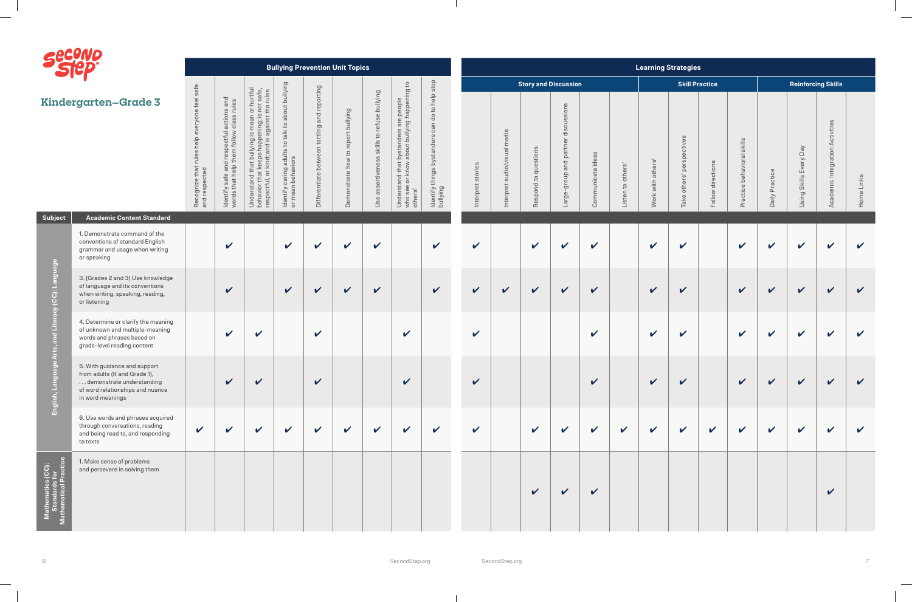# Kindergarten–Grade 3

| Subject | Academic Content Standard | Bullying Prevention Unit Topics | | | | | | | | | Learning Strategies | | | | | | | | | | | | | |
|---|---|---|---|---|---|---|---|---|---|---|---|---|---|---|---|---|---|---|---|---|---|---|---|---|
| | | | | | | | | | | | Story and Discussion | | | | | | Skill Practice | | | | Reinforcing Skills | | | |
| | | Recognize that rules help everyone feel safe and respected | Identify safe and respectful actions and words that help them follow class rules | Understand that bullying is mean or hurtful behavior that keeps happening; is not safe, respectful, or kind; and is against the rules | Identify caring adults to talk to about bullying or mean behaviors | Differentiate between tattling and reporting | Demonstrate how to report bullying | Use assertiveness skills to refuse bullying | Understand that bystanders are people who see or know about bullying happening to others' | Identify things bystanders can do to help stop bullying | Interpret stories | Interpret audio/visual media | Respond to questions | Large-group and partner discussions | Communicate ideas | Listen to others' | Work with others' | Take others' perspectives | Follow directions | Practice behavioral skills | Daily Practice | Using Skills Every Day | Academic Integration Activities | Home Links |
| English, Language Arts, and Literacy (CC): Language | 1. Demonstrate command of the conventions of standard English grammar and usage when writing or speaking | | ✔ | | ✔ | ✔ | ✔ | ✔ | | ✔ | ✔ | | ✔ | ✔ | ✔ | | ✔ | ✔ | | ✔ | ✔ | ✔ | ✔ | ✔ |
| | 3. (Grades 2 and 3) Use knowledge of language and its conventions when writing, speaking, reading, or listening | | ✔ | | ✔ | ✔ | ✔ | ✔ | | ✔ | ✔ | ✔ | ✔ | ✔ | ✔ | | ✔ | ✔ | | ✔ | ✔ | ✔ | ✔ | ✔ |
| | 4. Determine or clarify the meaning of unknown and multiple-meaning words and phrases based on grade-level reading content | | ✔ | ✔ | | ✔ | | | ✔ | | ✔ | | | | ✔ | | ✔ | ✔ | | ✔ | ✔ | ✔ | ✔ | ✔ |
| | 5. With guidance and support from adults (K and Grade 1), . . . demonstrate understanding of word relationships and nuance in word meanings | | ✔ | ✔ | | ✔ | | | ✔ | | ✔ | | | | ✔ | | ✔ | ✔ | | ✔ | ✔ | ✔ | ✔ | ✔ |
| | 6. Use words and phrases acquired through conversations, reading and being read to, and responding to texts | ✔ | ✔ | ✔ | ✔ | ✔ | ✔ | ✔ | ✔ | ✔ | ✔ | | ✔ | ✔ | ✔ | ✔ | ✔ | ✔ | ✔ | ✔ | ✔ | ✔ | ✔ | ✔ |
| Mathematics (CC): Standards for Mathematical Practice | 1. Make sense of problems and persevere in solving them | | | | | | | | | | | | ✔ | ✔ | ✔ | | | | | | | | ✔ | |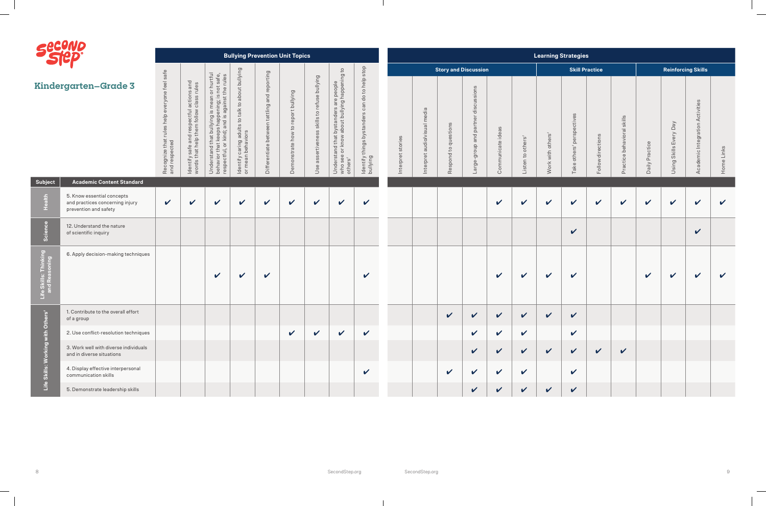# Kindergarten–Grade 3

| Subject | Academic Content Standard | Bullying Prevention Unit Topics | | | | | | | | | Learning Strategies | | | | | | | | | | | | | |
|---|---|---|---|---|---|---|---|---|---|---|---|---|---|---|---|---|---|---|---|---|---|---|---|---|
| | | | | | | | | | | | Story and Discussion | | | | | | Skill Practice | | | | Reinforcing Skills | | | |
| | | Recognize that rules help everyone feel safe and respected | Identify safe and respectful actions and words that help them follow class rules | Understand that bullying is mean or hurtful behavior that keeps happening; is not safe, respectful, or kind; and is against the rules | Identify caring adults to talk to about bullying or mean behaviors | Differentiate between tattling and reporting | Demonstrate how to report bullying | Use assertiveness skills to refuse bullying | Understand that bystanders are people who see or know about bullying happening to others' | Identify things bystanders can do to help stop bullying | Interpret stories | Interpret audiovisual media | Respond to questions | Large-group and partner discussions | Communicate ideas | Listen to others' | Work with others' | Take others' perspectives | Follow directions | Practice behavioral skills | Daily Practice | Using Skills Every Day | Academic Integration Activities | Home Links |
| Health | 5. Know essential concepts and practices concerning injury prevention and safety | ✔ | ✔ | ✔ | ✔ | ✔ | ✔ | ✔ | ✔ | ✔ | | | | | ✔ | ✔ | ✔ | ✔ | ✔ | ✔ | ✔ | ✔ | ✔ | ✔ |
| Science | 12. Understand the nature of scientific inquiry | | | | | | | | | | | | | | | | | ✔ | | | | | ✔ | |
| Life Skills: Thinking and Reasoning | 6. Apply decision-making techniques | | | ✔ | ✔ | ✔ | | | | ✔ | | | | | ✔ | ✔ | ✔ | ✔ | | | ✔ | ✔ | ✔ | ✔ |
| Life Skills: Working with Others' | 1. Contribute to the overall effort of a group | | | | | | | | | | | | ✔ | ✔ | ✔ | ✔ | ✔ | ✔ | | | | | | |
| | 2. Use conflict-resolution techniques | | | | | | ✔ | ✔ | ✔ | ✔ | | | | ✔ | ✔ | ✔ | | ✔ | | | | | | |
| | 3. Work well with diverse individuals and in diverse situations | | | | | | | | | | | | | ✔ | ✔ | ✔ | ✔ | ✔ | ✔ | ✔ | | | | |
| | 4. Display effective interpersonal communication skills | | | | | | | | | ✔ | | | ✔ | ✔ | ✔ | ✔ | | ✔ | | | | | | |
| | 5. Demonstrate leadership skills | | | | | | | | | | | | | ✔ | ✔ | ✔ | ✔ | ✔ | | | | | | |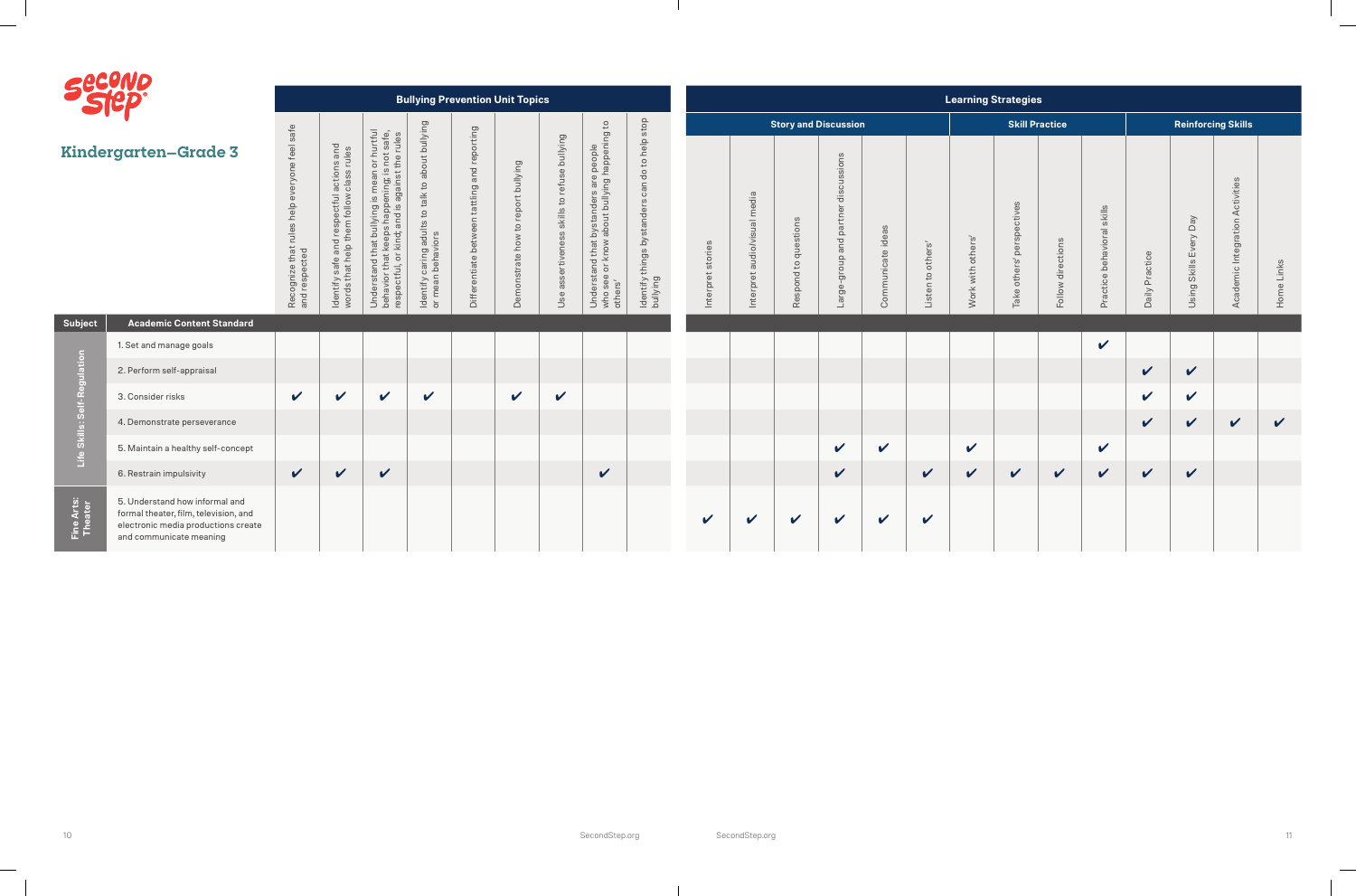## Kindergarten–Grade 3

| | | Bullying Prevention Unit Topics | | | | | | | | | Learning Strategies | | | | | | | | | | | | | |
|---|---|---|---|---|---|---|---|---|---|---|---|---|---|---|---|---|---|---|---|---|---|---|---|---|
| | | | | | | | | | | | Story and Discussion | | | | | | Skill Practice | | | | Reinforcing Skills | | | |
| **Subject** | **Academic Content Standard** | Recognize that rules help everyone feel safe and respected | Identify safe and respectful actions and words that help them follow class rules | Understand that bullying is mean or hurtful behavior that keeps happening; is not safe, respectful, or kind; and is against the rules | Identify caring adults to talk to about bullying or mean behaviors | Differentiate between tattling and reporting | Demonstrate how to report bullying | Use assertiveness skills to refuse bullying | Understand that bystanders are people who see or know about bullying happening to others' | Identify things bystanders can do to help stop bullying | Interpret stories | Interpret audio/visual media | Respond to questions | Large-group and partner discussions | Communicate ideas | Listen to others' | Work with others' | Take others' perspectives | Follow directions | Practice behavioral skills | Daily Practice | Using Skills Every Day | Academic Integration Activities | Home Links |
| Life Skills: Self-Regulation | 1. Set and manage goals | | | | | | | | | | | | | | | | | | | ✔ | | | | |
| | 2. Perform self-appraisal | | | | | | | | | | | | | | | | | | | | ✔ | ✔ | | |
| | 3. Consider risks | ✔ | ✔ | ✔ | ✔ | | ✔ | ✔ | | | | | | | | | | | | | ✔ | ✔ | | |
| | 4. Demonstrate perseverance | | | | | | | | | | | | | | | | | | | | ✔ | ✔ | ✔ | ✔ |
| | 5. Maintain a healthy self-concept | | | | | | | | | | | | | ✔ | ✔ | | ✔ | | | ✔ | | | | |
| | 6. Restrain impulsivity | ✔ | ✔ | ✔ | | | | | ✔ | | | | | ✔ | | ✔ | ✔ | ✔ | ✔ | ✔ | ✔ | ✔ | | |
| Fine Arts: Theater | 5. Understand how informal and formal theater, film, television, and electronic media productions create and communicate meaning | | | | | | | | | | ✔ | ✔ | ✔ | ✔ | ✔ | ✔ | | | | | | | | |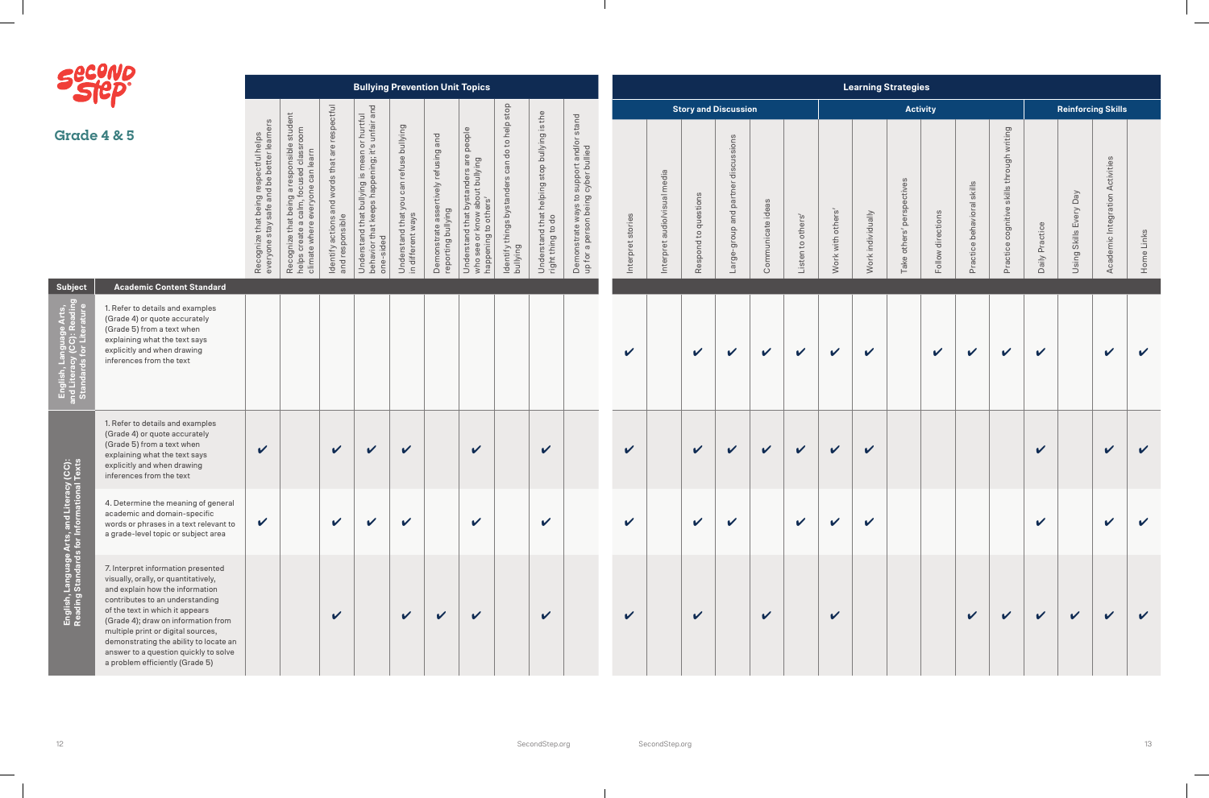## Grade 4 & 5

| Subject | Academic Content Standard | Bullying Prevention Unit Topics | | | | | | | | | | Learning Strategies | | | | | | | | | | | | | | | |
|---|---|---|---|---|---|---|---|---|---|---|---|---|---|---|---|---|---|---|---|---|---|---|---|---|---|---|---|
| | | | | | | | | | | | | Story and Discussion | | | | | | Activity | | | | | | Reinforcing Skills | | | |
| | | Recognize that being respectful helps everyone stay safe and be better learners | Recognize that being a responsible student helps create a calm, focused classroom climate where everyone can learn | Identify actions and words that are respectful and responsible | Understand that bullying is mean or hurtful behavior that keeps happening, it's unfair and one-sided | Understand that you can refuse bullying in different ways | Demonstrate assertively refusing and reporting bullying | Understand that bystanders are people who see or know about bullying happening to others' | Identify things bystanders can do to help stop bullying | Understand that helping stop bullying is the right thing to do | Demonstrate ways to support and/or stand up for a person being cyber bullied | Interpret stories | Interpret audiovisual media | Respond to questions | Large-group and partner discussions | Communicate ideas | Listen to others' | Work with others' | Work individually | Take others' perspectives | Follow directions | Practice behavioral skills | Practice cognitive skills through writing | Daily Practice | Using Skills Every Day | Academic Integration Activities | Home Links |
| English, Language Arts, and Literacy (CC): Reading Standards for Literature | 1. Refer to details and examples (Grade 4) or quote accurately (Grade 5) from a text when explaining what the text says explicitly and when drawing inferences from the text | | | | | | | | | | | ✔ | | ✔ | ✔ | ✔ | ✔ | ✔ | ✔ | | ✔ | ✔ | ✔ | ✔ | | ✔ | ✔ |
| English, Language Arts, and Literacy (CC): Reading Standards for Informational Texts | 1. Refer to details and examples (Grade 4) or quote accurately (Grade 5) from a text when explaining what the text says explicitly and when drawing inferences from the text | ✔ | | ✔ | ✔ | ✔ | | ✔ | | ✔ | | ✔ | | ✔ | ✔ | ✔ | ✔ | ✔ | ✔ | | | | | ✔ | | ✔ | ✔ |
| | 4. Determine the meaning of general academic and domain-specific words or phrases in a text relevant to a grade-level topic or subject area | ✔ | | ✔ | ✔ | ✔ | | ✔ | | ✔ | | ✔ | | ✔ | ✔ | | ✔ | ✔ | ✔ | | | | | ✔ | | ✔ | ✔ |
| | 7. Interpret information presented visually, orally, or quantitatively, and explain how the information contributes to an understanding of the text in which it appears (Grade 4); draw on information from multiple print or digital sources, demonstrating the ability to locate an answer to a question quickly to solve a problem efficiently (Grade 5) | | | ✔ | | ✔ | ✔ | ✔ | | ✔ | | ✔ | | ✔ | | ✔ | | ✔ | | | | ✔ | ✔ | ✔ | ✔ | ✔ | ✔ |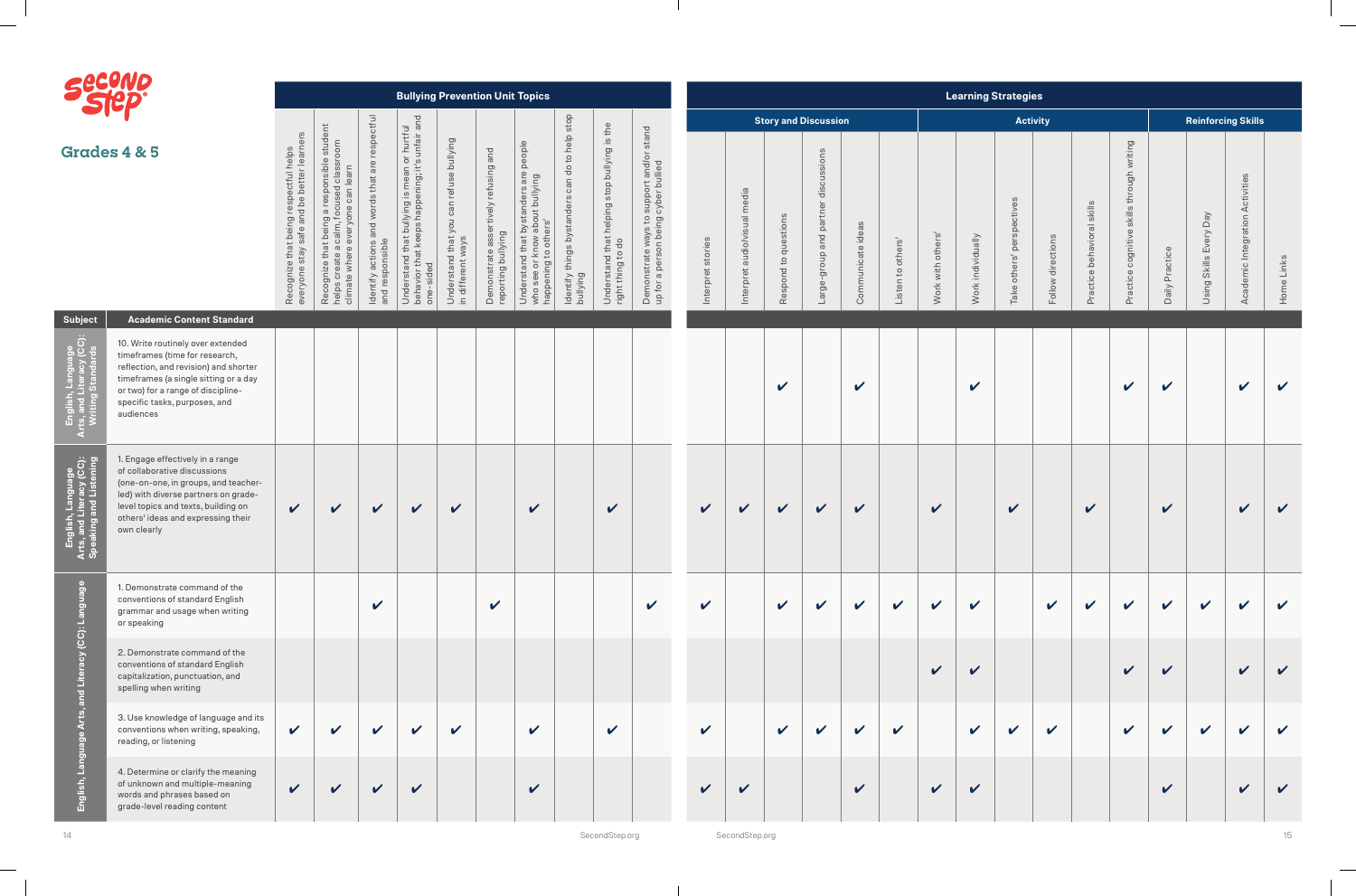# Second Step

## Grades 4 & 5

| Subject | Academic Content Standard | Bullying Prevention Unit Topics | | | | | | | | | | Learning Strategies | | | | | | | | | | | | | | | |
|---|---|---|---|---|---|---|---|---|---|---|---|---|---|---|---|---|---|---|---|---|---|---|---|---|---|---|---|
| | | | | | | | | | | | | Story and Discussion | | | | | | Activity | | | | | | Reinforcing Skills | | | |
| | | Recognize that being respectful helps everyone stay safe and be better learners | Recognize that being a responsible student helps create a calm, focused classroom climate where everyone can learn | Identify actions and words that are respectful and responsible | Understand that bullying is mean or hurtful behavior that keeps happening; it's unfair and one-sided | Understand that you can refuse bullying in different ways | Demonstrate assertively refusing and reporting bullying | Understand that bystanders are people who see or know about bullying happening to others' | Identify things bystanders can do to help stop bullying | Understand that helping stop bullying is the right thing to do | Demonstrate ways to support and/or stand up for a person being cyber bullied | Interpret stories | Interpret audiovisual media | Respond to questions | Large-group and partner discussions | Communicate ideas | Listen to others' | Work with others' | Work individually | Take others' perspectives | Follow directions | Practice behavioral skills | Practice cognitive skills through writing | Daily Practice | Using Skills Every Day | Academic Integration Activities | Home Links |
| English, Language Arts, and Literacy (CC): Writing Standards | 10. Write routinely over extended timeframes (time for research, reflection, and revision) and shorter timeframes (a single sitting or a day or two) for a range of discipline-specific tasks, purposes, and audiences | | | | | | | | | | | | | ✔ | | ✔ | | | ✔ | | | | ✔ | ✔ | | ✔ | ✔ |
| English, Language Arts, and Literacy (CC): Speaking and Listening | 1. Engage effectively in a range of collaborative discussions (one-on-one, in groups, and teacher-led) with diverse partners on grade-level topics and texts, building on others' ideas and expressing their own clearly | ✔ | ✔ | ✔ | ✔ | ✔ | | ✔ | | ✔ | | ✔ | ✔ | ✔ | ✔ | ✔ | | ✔ | | ✔ | | ✔ | | ✔ | | ✔ | ✔ |
| English, Language Arts, and Literacy (CC): Language | 1. Demonstrate command of the conventions of standard English grammar and usage when writing or speaking | | | ✔ | | | ✔ | | | | ✔ | ✔ | | ✔ | ✔ | ✔ | ✔ | ✔ | ✔ | | ✔ | ✔ | ✔ | ✔ | ✔ | ✔ | ✔ |
| | 2. Demonstrate command of the conventions of standard English capitalization, punctuation, and spelling when writing | | | | | | | | | | | | | | | | | ✔ | ✔ | | | | ✔ | ✔ | | ✔ | ✔ |
| | 3. Use knowledge of language and its conventions when writing, speaking, reading, or listening | ✔ | ✔ | ✔ | ✔ | ✔ | | ✔ | | ✔ | | ✔ | | ✔ | ✔ | ✔ | ✔ | | ✔ | ✔ | ✔ | | ✔ | ✔ | ✔ | ✔ | ✔ |
| | 4. Determine or clarify the meaning of unknown and multiple-meaning words and phrases based on grade-level reading content | ✔ | ✔ | ✔ | ✔ | | | ✔ | | | | ✔ | ✔ | | | ✔ | | ✔ | ✔ | | | | | ✔ | | ✔ | ✔ |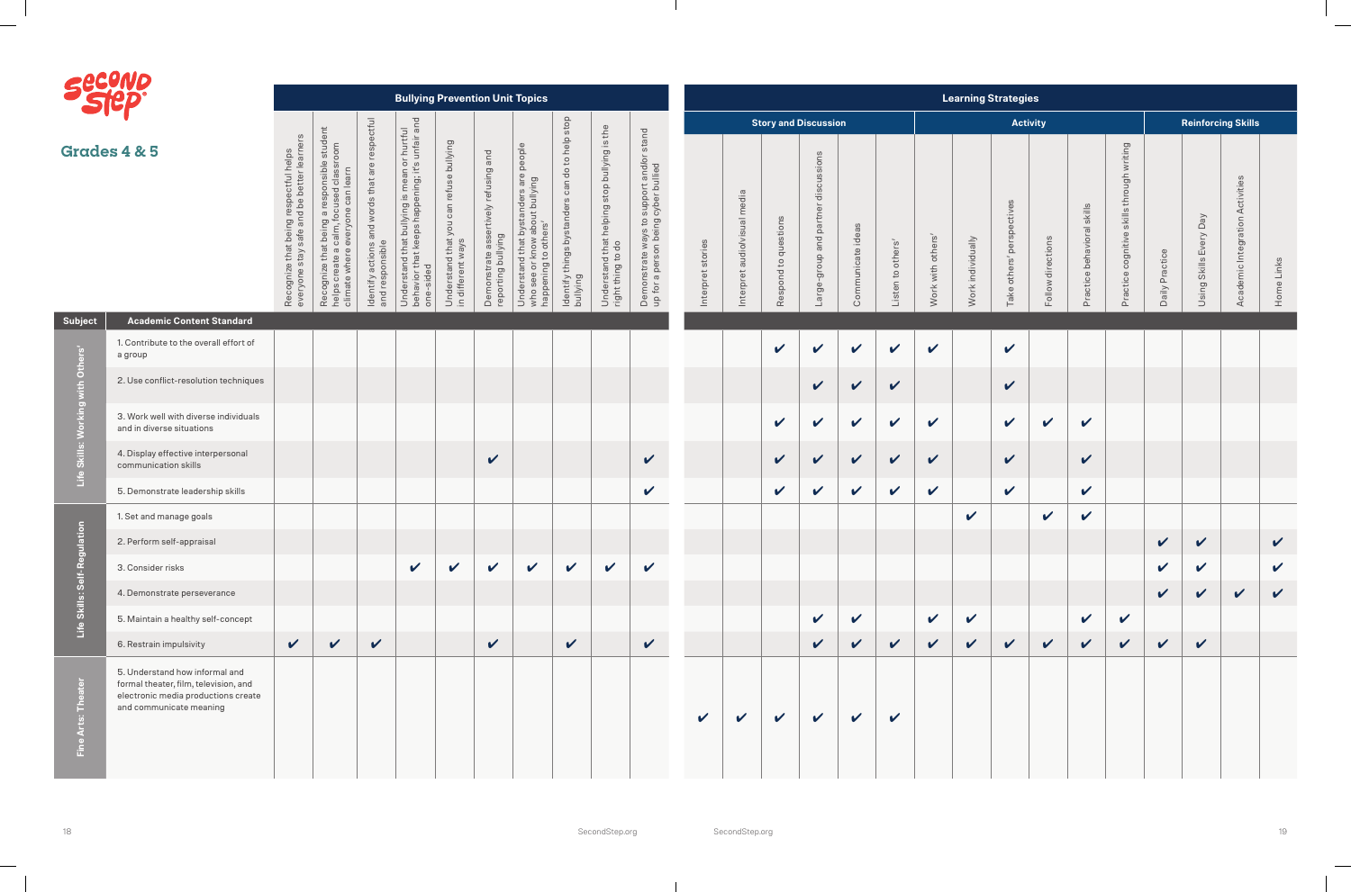# Grades 4 & 5

| Subject | Academic Content Standard | Bullying Prevention Unit Topics | | | | | | | | | | Learning Strategies | | | | | | | | | | | | | | | |
|---|---|---|---|---|---|---|---|---|---|---|---|---|---|---|---|---|---|---|---|---|---|---|---|---|---|---|---|
| | | | | | | | | | | | | Story and Discussion | | | | | | Activity | | | | | | Reinforcing Skills | | | |
| | | Recognize that being respectful helps everyone stay safe and be better learners | Recognize that being a responsible student helps create a calm, focused classroom climate where everyone can learn | Identify actions and words that are respectful and responsible | Understand that bullying is mean or hurtful behavior that keeps happening, it's unfair and one-sided | Understand that you can refuse bullying in different ways | Demonstrate assertively refusing and reporting bullying | Understand that bystanders are people who see or know about bullying happening to others' | Identify things bystanders can do to help stop bullying | Understand that helping stop bullying is the right thing to do | Demonstrate ways to support and/or stand up for a person being cyber bullied | Interpret stories | Interpret audiovisual media | Respond to questions | Large-group and partner discussions | Communicate ideas | Listen to others' | Work with others' | Work individually | Take others' perspectives | Follow directions | Practice behavioral skills | Practice cognitive skills through writing | Daily Practice | Using Skills Every Day | Academic Integration Activities | Home Links |
| Life Skills: Working with Others' | 1. Contribute to the overall effort of a group | | | | | | | | | | | | | ✔ | ✔ | ✔ | ✔ | ✔ | | ✔ | | | | | | | |
| | 2. Use conflict-resolution techniques | | | | | | | | | | | | | | ✔ | ✔ | ✔ | | | ✔ | | | | | | | |
| | 3. Work well with diverse individuals and in diverse situations | | | | | | | | | | | | | ✔ | ✔ | ✔ | ✔ | ✔ | | ✔ | ✔ | ✔ | | | | | |
| | 4. Display effective interpersonal communication skills | | | | | | ✔ | | | | ✔ | | | ✔ | ✔ | ✔ | ✔ | ✔ | | ✔ | | ✔ | | | | | |
| | 5. Demonstrate leadership skills | | | | | | | | | | ✔ | | | ✔ | ✔ | ✔ | ✔ | ✔ | | ✔ | | ✔ | | | | | |
| Life Skills: Self-Regulation | 1. Set and manage goals | | | | | | | | | | | | | | | | | | ✔ | | ✔ | ✔ | | | | | |
| | 2. Perform self-appraisal | | | | | | | | | | | | | | | | | | | | | | | ✔ | ✔ | | ✔ |
| | 3. Consider risks | | | | ✔ | ✔ | ✔ | ✔ | ✔ | ✔ | ✔ | | | | | | | | | | | | | ✔ | ✔ | | ✔ |
| | 4. Demonstrate perseverance | | | | | | | | | | | | | | | | | | | | | | | ✔ | ✔ | ✔ | ✔ |
| | 5. Maintain a healthy self-concept | | | | | | | | | | | | | | ✔ | ✔ | | ✔ | ✔ | | | ✔ | ✔ | | | | |
| | 6. Restrain impulsivity | ✔ | ✔ | ✔ | | | ✔ | | ✔ | | ✔ | | | | ✔ | ✔ | ✔ | ✔ | ✔ | ✔ | ✔ | ✔ | ✔ | ✔ | ✔ | | |
| Fine Arts: Theater | 5. Understand how informal and formal theater, film, television, and electronic media productions create and communicate meaning | | | | | | | | | | | ✔ | ✔ | ✔ | ✔ | ✔ | ✔ | | | | | | | | | | |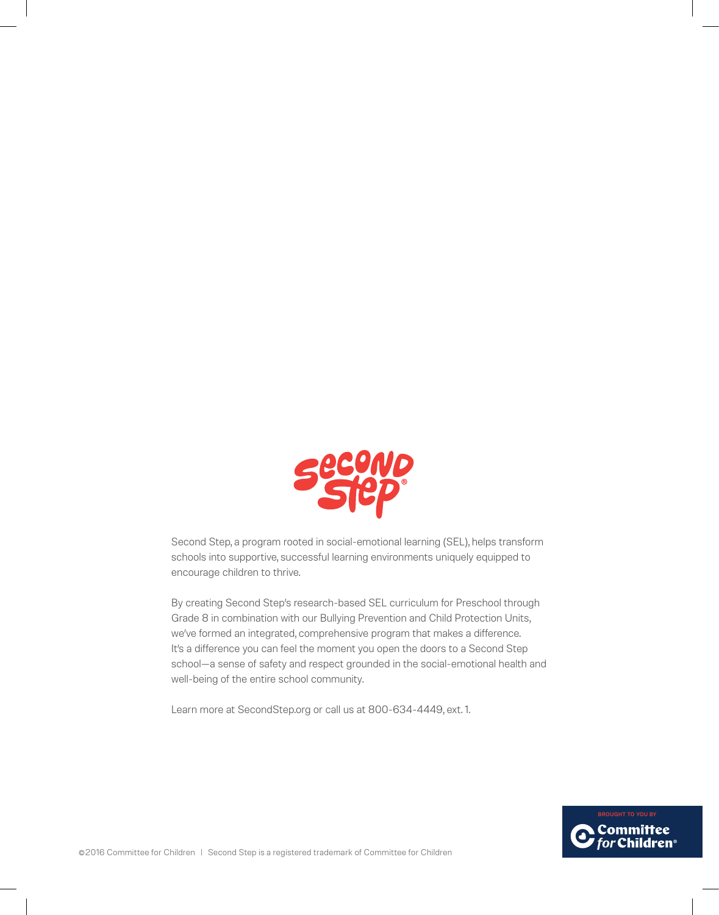Second Step, a program rooted in social-emotional learning (SEL), helps transform schools into supportive, successful learning environments uniquely equipped to encourage children to thrive.

By creating Second Step's research-based SEL curriculum for Preschool through Grade 8 in combination with our Bullying Prevention and Child Protection Units, we've formed an integrated, comprehensive program that makes a difference. It's a difference you can feel the moment you open the doors to a Second Step school—a sense of safety and respect grounded in the social-emotional health and well-being of the entire school community.

Learn more at SecondStep.org or call us at 800-634-4449, ext. 1.

©2016 Committee for Children | Second Step is a registered trademark of Committee for Children

BROUGHT TO YOU BY

Committee for Children®